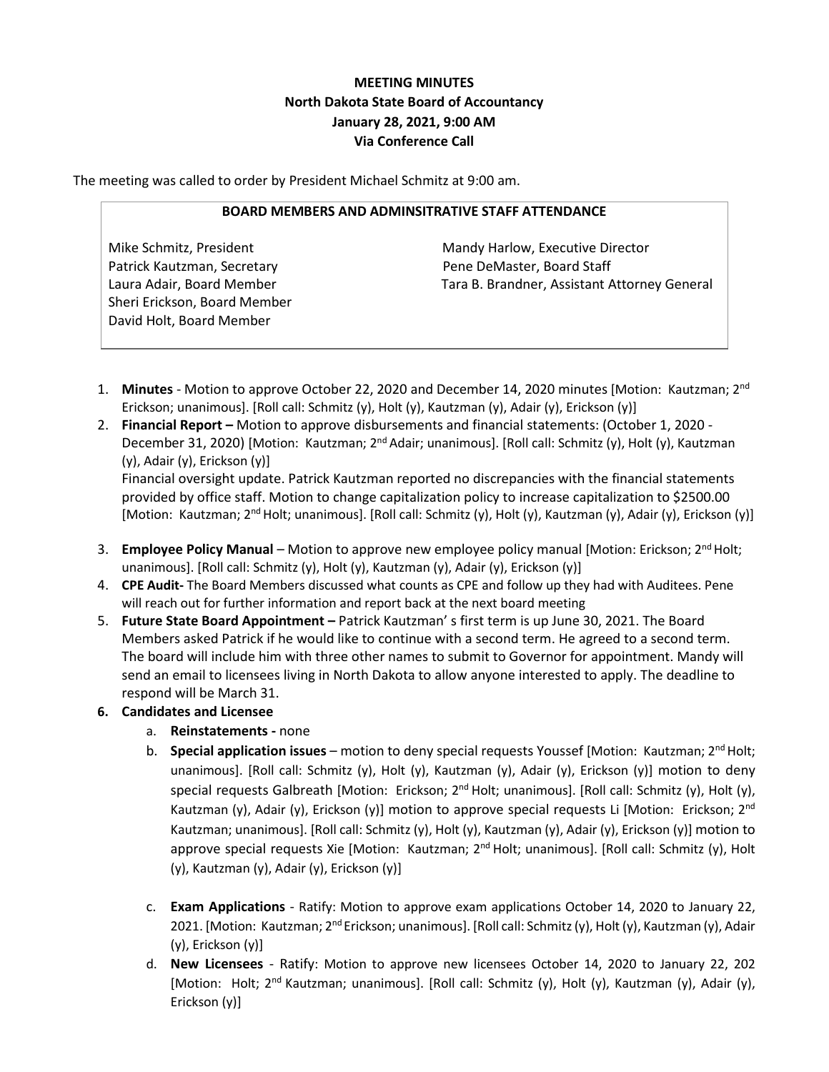**MEETING MINUTES**
**North Dakota State Board of Accountancy**
**January 28, 2021, 9:00 AM**
**Via Conference Call**

The meeting was called to order by President Michael Schmitz at 9:00 am.

**BOARD MEMBERS AND ADMINSITRATIVE STAFF ATTENDANCE**

| | |
|---|---|
| Mike Schmitz, President | Mandy Harlow, Executive Director |
| Patrick Kautzman, Secretary | Pene DeMaster, Board Staff |
| Laura Adair, Board Member | Tara B. Brandner, Assistant Attorney General |
| Sheri Erickson, Board Member | |
| David Holt, Board Member | |

1. **Minutes** - Motion to approve October 22, 2020 and December 14, 2020 minutes [Motion: Kautzman; 2nd Erickson; unanimous]. [Roll call: Schmitz (y), Holt (y), Kautzman (y), Adair (y), Erickson (y)]
2. **Financial Report –** Motion to approve disbursements and financial statements: (October 1, 2020 - December 31, 2020) [Motion: Kautzman; 2nd Adair; unanimous]. [Roll call: Schmitz (y), Holt (y), Kautzman (y), Adair (y), Erickson (y)]
   Financial oversight update. Patrick Kautzman reported no discrepancies with the financial statements provided by office staff. Motion to change capitalization policy to increase capitalization to $2500.00 [Motion: Kautzman; 2nd Holt; unanimous]. [Roll call: Schmitz (y), Holt (y), Kautzman (y), Adair (y), Erickson (y)]
3. **Employee Policy Manual** – Motion to approve new employee policy manual [Motion: Erickson; 2nd Holt; unanimous]. [Roll call: Schmitz (y), Holt (y), Kautzman (y), Adair (y), Erickson (y)]
4. **CPE Audit-** The Board Members discussed what counts as CPE and follow up they had with Auditees. Pene will reach out for further information and report back at the next board meeting
5. **Future State Board Appointment –** Patrick Kautzman' s first term is up June 30, 2021. The Board Members asked Patrick if he would like to continue with a second term. He agreed to a second term. The board will include him with three other names to submit to Governor for appointment. Mandy will send an email to licensees living in North Dakota to allow anyone interested to apply. The deadline to respond will be March 31.
6. **Candidates and Licensee**
   a. **Reinstatements -** none
   b. **Special application issues** – motion to deny special requests Youssef [Motion: Kautzman; 2nd Holt; unanimous]. [Roll call: Schmitz (y), Holt (y), Kautzman (y), Adair (y), Erickson (y)] motion to deny special requests Galbreath [Motion: Erickson; 2nd Holt; unanimous]. [Roll call: Schmitz (y), Holt (y), Kautzman (y), Adair (y), Erickson (y)] motion to approve special requests Li [Motion: Erickson; 2nd Kautzman; unanimous]. [Roll call: Schmitz (y), Holt (y), Kautzman (y), Adair (y), Erickson (y)] motion to approve special requests Xie [Motion: Kautzman; 2nd Holt; unanimous]. [Roll call: Schmitz (y), Holt (y), Kautzman (y), Adair (y), Erickson (y)]
   c. **Exam Applications** - Ratify: Motion to approve exam applications October 14, 2020 to January 22, 2021. [Motion: Kautzman; 2nd Erickson; unanimous]. [Roll call: Schmitz (y), Holt (y), Kautzman (y), Adair (y), Erickson (y)]
   d. **New Licensees** - Ratify: Motion to approve new licensees October 14, 2020 to January 22, 202 [Motion: Holt; 2nd Kautzman; unanimous]. [Roll call: Schmitz (y), Holt (y), Kautzman (y), Adair (y), Erickson (y)]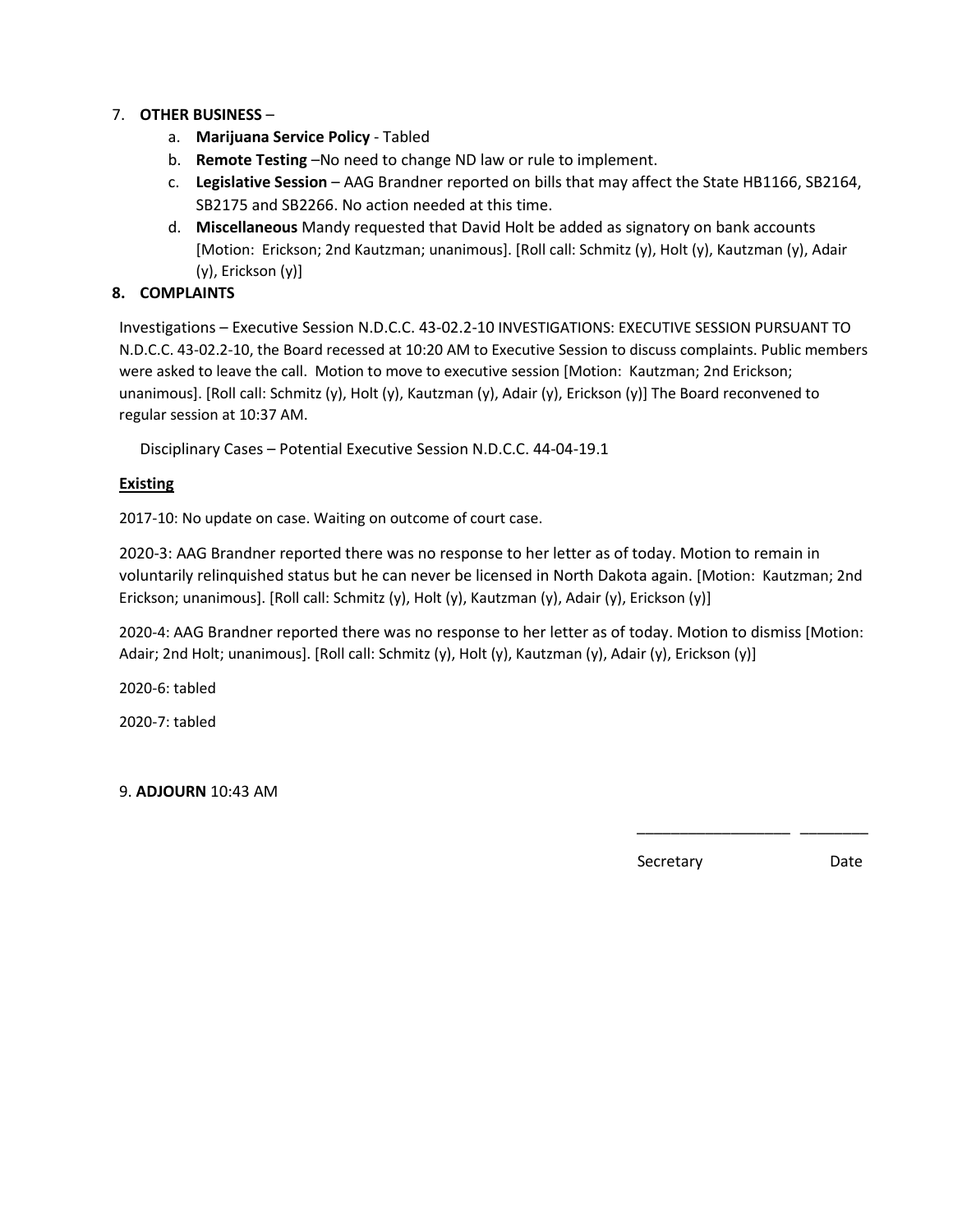7. **OTHER BUSINESS** –
   a. **Marijuana Service Policy** - Tabled
   b. **Remote Testing** –No need to change ND law or rule to implement.
   c. **Legislative Session** – AAG Brandner reported on bills that may affect the State HB1166, SB2164, SB2175 and SB2266. No action needed at this time.
   d. **Miscellaneous** Mandy requested that David Holt be added as signatory on bank accounts [Motion: Erickson; 2nd Kautzman; unanimous]. [Roll call: Schmitz (y), Holt (y), Kautzman (y), Adair (y), Erickson (y)]

**8. COMPLAINTS**

Investigations – Executive Session N.D.C.C. 43-02.2-10 INVESTIGATIONS: EXECUTIVE SESSION PURSUANT TO N.D.C.C. 43-02.2-10, the Board recessed at 10:20 AM to Executive Session to discuss complaints. Public members were asked to leave the call. Motion to move to executive session [Motion: Kautzman; 2nd Erickson; unanimous]. [Roll call: Schmitz (y), Holt (y), Kautzman (y), Adair (y), Erickson (y)] The Board reconvened to regular session at 10:37 AM.

Disciplinary Cases – Potential Executive Session N.D.C.C. 44-04-19.1

**<u>Existing</u>**

2017-10: No update on case. Waiting on outcome of court case.

2020-3: AAG Brandner reported there was no response to her letter as of today. Motion to remain in voluntarily relinquished status but he can never be licensed in North Dakota again. [Motion: Kautzman; 2nd Erickson; unanimous]. [Roll call: Schmitz (y), Holt (y), Kautzman (y), Adair (y), Erickson (y)]

2020-4: AAG Brandner reported there was no response to her letter as of today. Motion to dismiss [Motion: Adair; 2nd Holt; unanimous]. [Roll call: Schmitz (y), Holt (y), Kautzman (y), Adair (y), Erickson (y)]

2020-6: tabled

2020-7: tabled

9. **ADJOURN** 10:43 AM

\_\_\_\_\_\_\_\_\_\_\_\_\_\_\_\_\_\_ \_\_\_\_\_\_\_\_

Secretary Date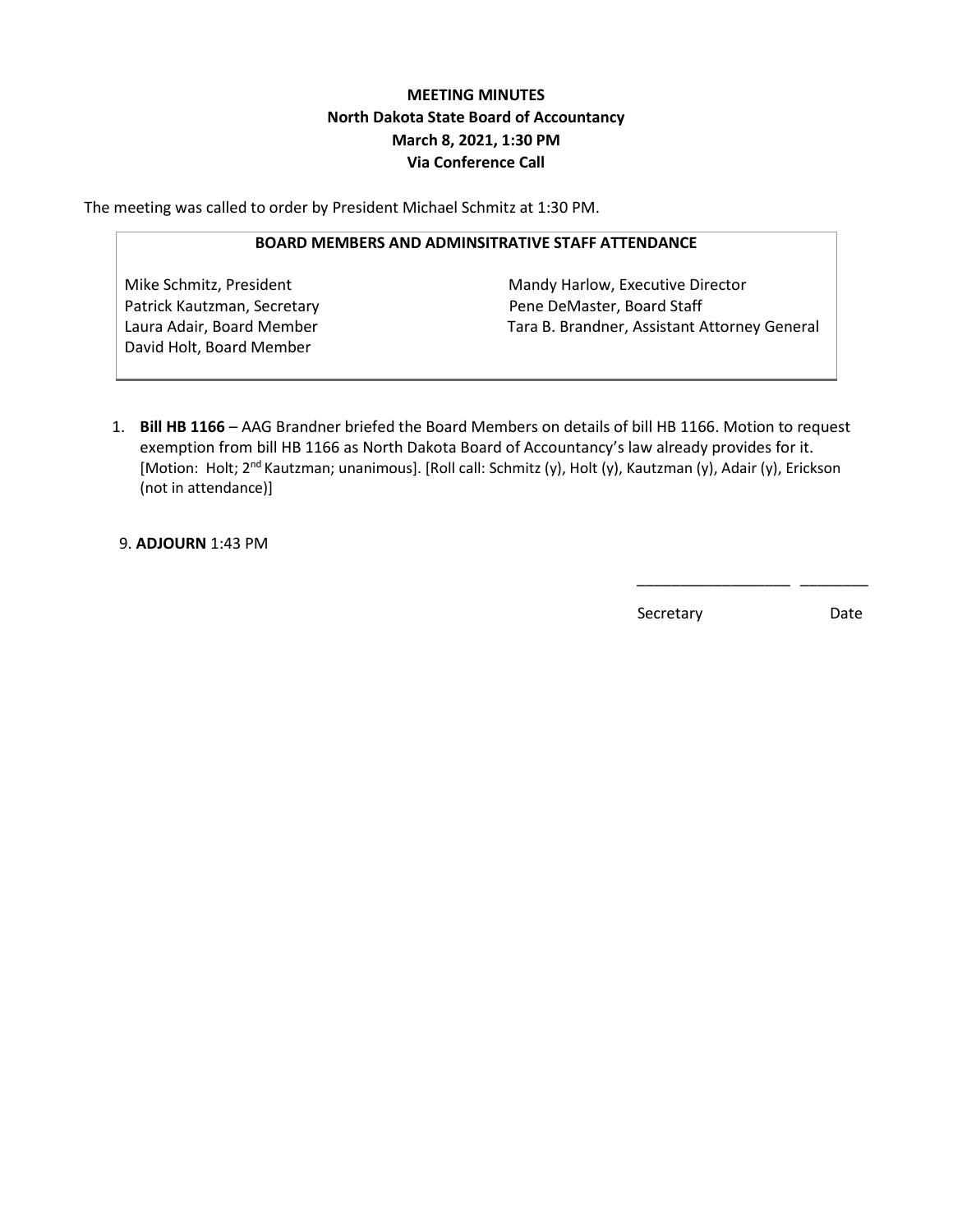**MEETING MINUTES**
**North Dakota State Board of Accountancy**
**March 8, 2021, 1:30 PM**
**Via Conference Call**

The meeting was called to order by President Michael Schmitz at 1:30 PM.

| BOARD MEMBERS AND ADMINSITRATIVE STAFF ATTENDANCE | |
|---|---|
| Mike Schmitz, President | Mandy Harlow, Executive Director |
| Patrick Kautzman, Secretary | Pene DeMaster, Board Staff |
| Laura Adair, Board Member | Tara B. Brandner, Assistant Attorney General |
| David Holt, Board Member | |

1. **Bill HB 1166** – AAG Brandner briefed the Board Members on details of bill HB 1166. Motion to request exemption from bill HB 1166 as North Dakota Board of Accountancy's law already provides for it. [Motion: Holt; 2nd Kautzman; unanimous]. [Roll call: Schmitz (y), Holt (y), Kautzman (y), Adair (y), Erickson (not in attendance)]

9. **ADJOURN** 1:43 PM

\_\_\_\_\_\_\_\_\_\_\_\_\_\_\_\_\_\_ \_\_\_\_\_\_\_\_

Secretary Date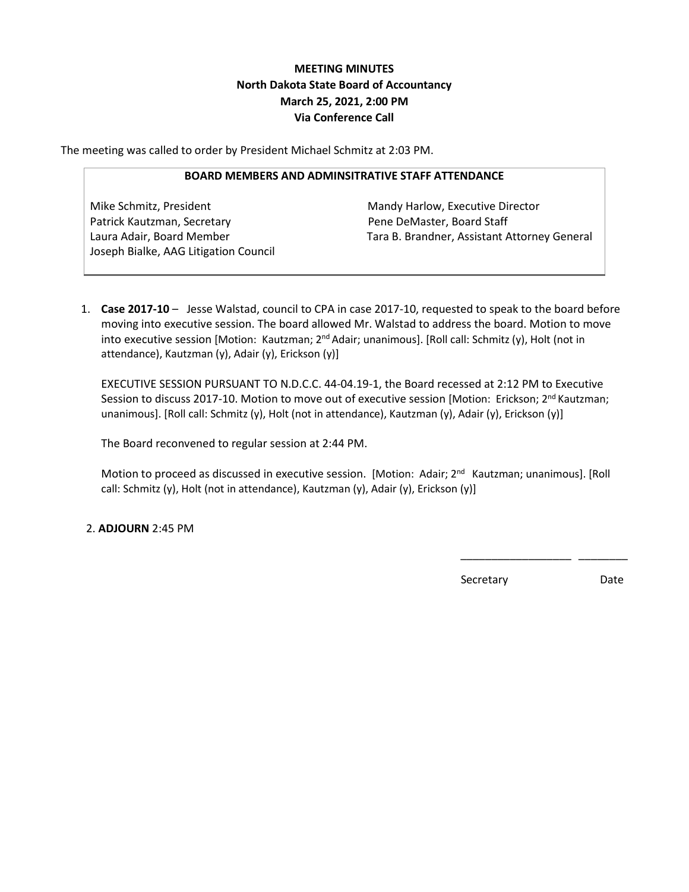**MEETING MINUTES**
**North Dakota State Board of Accountancy**
**March 25, 2021, 2:00 PM**
**Via Conference Call**

The meeting was called to order by President Michael Schmitz at 2:03 PM.

| BOARD MEMBERS AND ADMINSITRATIVE STAFF ATTENDANCE | |
|---|---|
| Mike Schmitz, President | Mandy Harlow, Executive Director |
| Patrick Kautzman, Secretary | Pene DeMaster, Board Staff |
| Laura Adair, Board Member | Tara B. Brandner, Assistant Attorney General |
| Joseph Bialke, AAG Litigation Council | |

1. **Case 2017-10** – Jesse Walstad, council to CPA in case 2017-10, requested to speak to the board before moving into executive session. The board allowed Mr. Walstad to address the board. Motion to move into executive session [Motion: Kautzman; 2nd Adair; unanimous]. [Roll call: Schmitz (y), Holt (not in attendance), Kautzman (y), Adair (y), Erickson (y)]

   EXECUTIVE SESSION PURSUANT TO N.D.C.C. 44-04.19-1, the Board recessed at 2:12 PM to Executive Session to discuss 2017-10. Motion to move out of executive session [Motion: Erickson; 2nd Kautzman; unanimous]. [Roll call: Schmitz (y), Holt (not in attendance), Kautzman (y), Adair (y), Erickson (y)]

   The Board reconvened to regular session at 2:44 PM.

   Motion to proceed as discussed in executive session. [Motion: Adair; 2nd Kautzman; unanimous]. [Roll call: Schmitz (y), Holt (not in attendance), Kautzman (y), Adair (y), Erickson (y)]

2. **ADJOURN** 2:45 PM

\_\_\_\_\_\_\_\_\_\_\_\_\_\_\_\_\_\_ \_\_\_\_\_\_\_\_

Secretary Date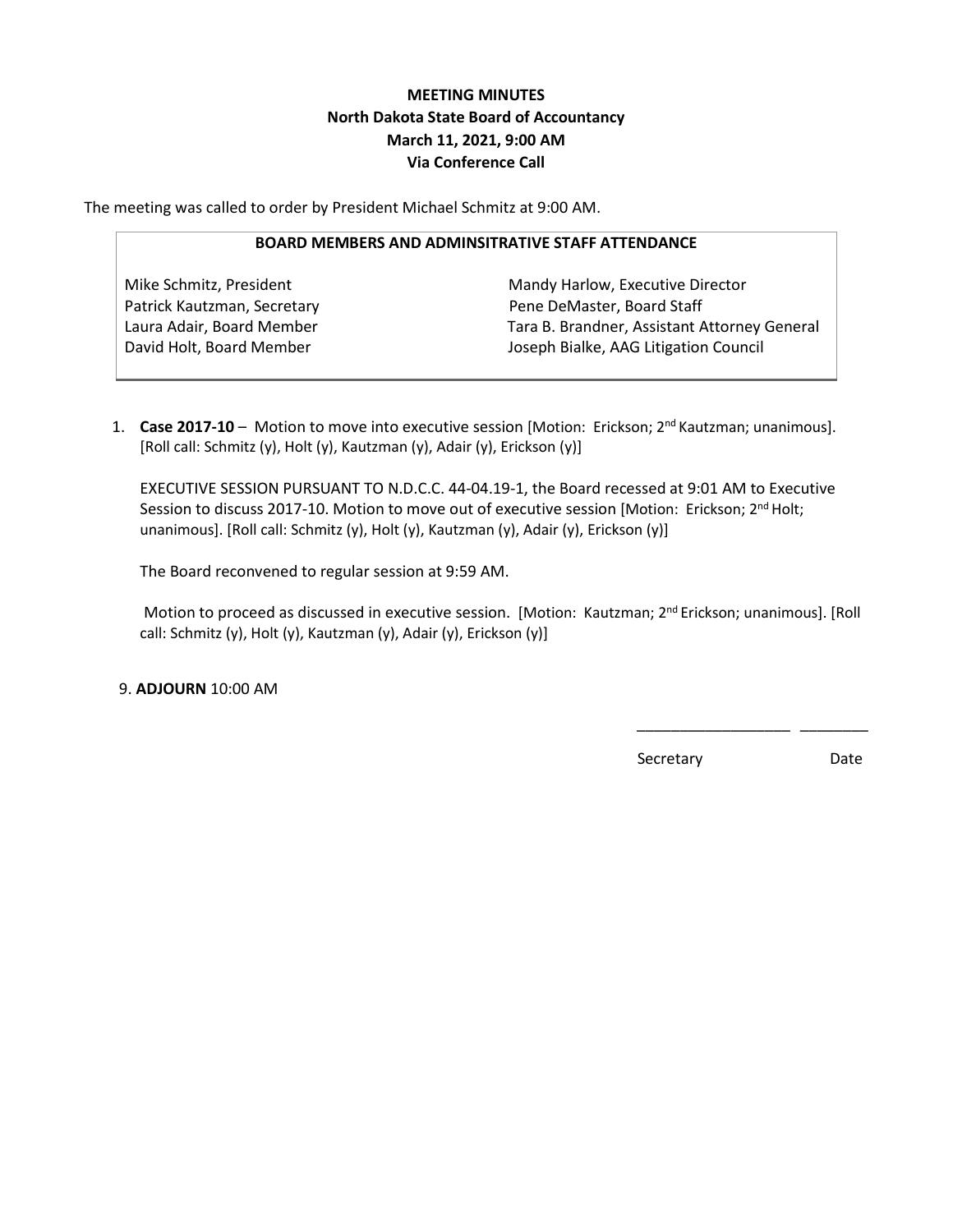**MEETING MINUTES**
**North Dakota State Board of Accountancy**
**March 11, 2021, 9:00 AM**
**Via Conference Call**

The meeting was called to order by President Michael Schmitz at 9:00 AM.

| BOARD MEMBERS AND ADMINSITRATIVE STAFF ATTENDANCE | |
|---|---|
| Mike Schmitz, President | Mandy Harlow, Executive Director |
| Patrick Kautzman, Secretary | Pene DeMaster, Board Staff |
| Laura Adair, Board Member | Tara B. Brandner, Assistant Attorney General |
| David Holt, Board Member | Joseph Bialke, AAG Litigation Council |

1. **Case 2017-10** – Motion to move into executive session [Motion: Erickson; 2nd Kautzman; unanimous]. [Roll call: Schmitz (y), Holt (y), Kautzman (y), Adair (y), Erickson (y)]

   EXECUTIVE SESSION PURSUANT TO N.D.C.C. 44-04.19-1, the Board recessed at 9:01 AM to Executive Session to discuss 2017-10. Motion to move out of executive session [Motion: Erickson; 2nd Holt; unanimous]. [Roll call: Schmitz (y), Holt (y), Kautzman (y), Adair (y), Erickson (y)]

   The Board reconvened to regular session at 9:59 AM.

   Motion to proceed as discussed in executive session. [Motion: Kautzman; 2nd Erickson; unanimous]. [Roll call: Schmitz (y), Holt (y), Kautzman (y), Adair (y), Erickson (y)]

9. **ADJOURN** 10:00 AM

\_\_\_\_\_\_\_\_\_\_\_\_\_\_\_\_\_\_ \_\_\_\_\_\_\_\_

Secretary Date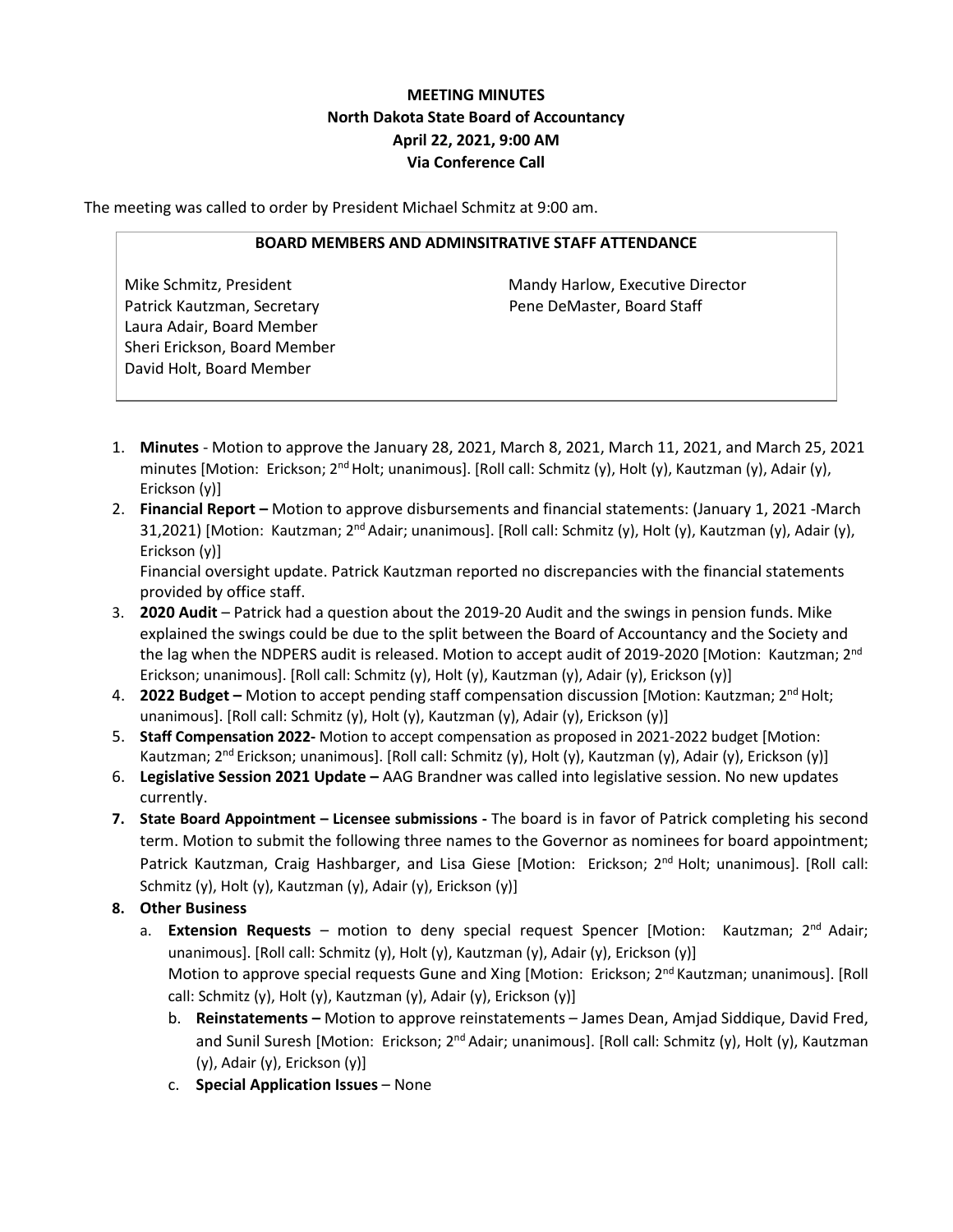**MEETING MINUTES**
**North Dakota State Board of Accountancy**
**April 22, 2021, 9:00 AM**
**Via Conference Call**

The meeting was called to order by President Michael Schmitz at 9:00 am.

**BOARD MEMBERS AND ADMINSITRATIVE STAFF ATTENDANCE**

| | |
|---|---|
| Mike Schmitz, President | Mandy Harlow, Executive Director |
| Patrick Kautzman, Secretary | Pene DeMaster, Board Staff |
| Laura Adair, Board Member | |
| Sheri Erickson, Board Member | |
| David Holt, Board Member | |

1. **Minutes** - Motion to approve the January 28, 2021, March 8, 2021, March 11, 2021, and March 25, 2021 minutes [Motion: Erickson; 2nd Holt; unanimous]. [Roll call: Schmitz (y), Holt (y), Kautzman (y), Adair (y), Erickson (y)]
2. **Financial Report –** Motion to approve disbursements and financial statements: (January 1, 2021 -March 31,2021) [Motion: Kautzman; 2nd Adair; unanimous]. [Roll call: Schmitz (y), Holt (y), Kautzman (y), Adair (y), Erickson (y)]
   Financial oversight update. Patrick Kautzman reported no discrepancies with the financial statements provided by office staff.
3. **2020 Audit** – Patrick had a question about the 2019-20 Audit and the swings in pension funds. Mike explained the swings could be due to the split between the Board of Accountancy and the Society and the lag when the NDPERS audit is released. Motion to accept audit of 2019-2020 [Motion: Kautzman; 2nd Erickson; unanimous]. [Roll call: Schmitz (y), Holt (y), Kautzman (y), Adair (y), Erickson (y)]
4. **2022 Budget –** Motion to accept pending staff compensation discussion [Motion: Kautzman; 2nd Holt; unanimous]. [Roll call: Schmitz (y), Holt (y), Kautzman (y), Adair (y), Erickson (y)]
5. **Staff Compensation 2022-** Motion to accept compensation as proposed in 2021-2022 budget [Motion: Kautzman; 2nd Erickson; unanimous]. [Roll call: Schmitz (y), Holt (y), Kautzman (y), Adair (y), Erickson (y)]
6. **Legislative Session 2021 Update –** AAG Brandner was called into legislative session. No new updates currently.
7. **State Board Appointment – Licensee submissions -** The board is in favor of Patrick completing his second term. Motion to submit the following three names to the Governor as nominees for board appointment; Patrick Kautzman, Craig Hashbarger, and Lisa Giese [Motion: Erickson; 2nd Holt; unanimous]. [Roll call: Schmitz (y), Holt (y), Kautzman (y), Adair (y), Erickson (y)]
8. **Other Business**
   a. **Extension Requests** – motion to deny special request Spencer [Motion: Kautzman; 2nd Adair; unanimous]. [Roll call: Schmitz (y), Holt (y), Kautzman (y), Adair (y), Erickson (y)]
      Motion to approve special requests Gune and Xing [Motion: Erickson; 2nd Kautzman; unanimous]. [Roll call: Schmitz (y), Holt (y), Kautzman (y), Adair (y), Erickson (y)]
   b. **Reinstatements –** Motion to approve reinstatements – James Dean, Amjad Siddique, David Fred, and Sunil Suresh [Motion: Erickson; 2nd Adair; unanimous]. [Roll call: Schmitz (y), Holt (y), Kautzman (y), Adair (y), Erickson (y)]
   c. **Special Application Issues** – None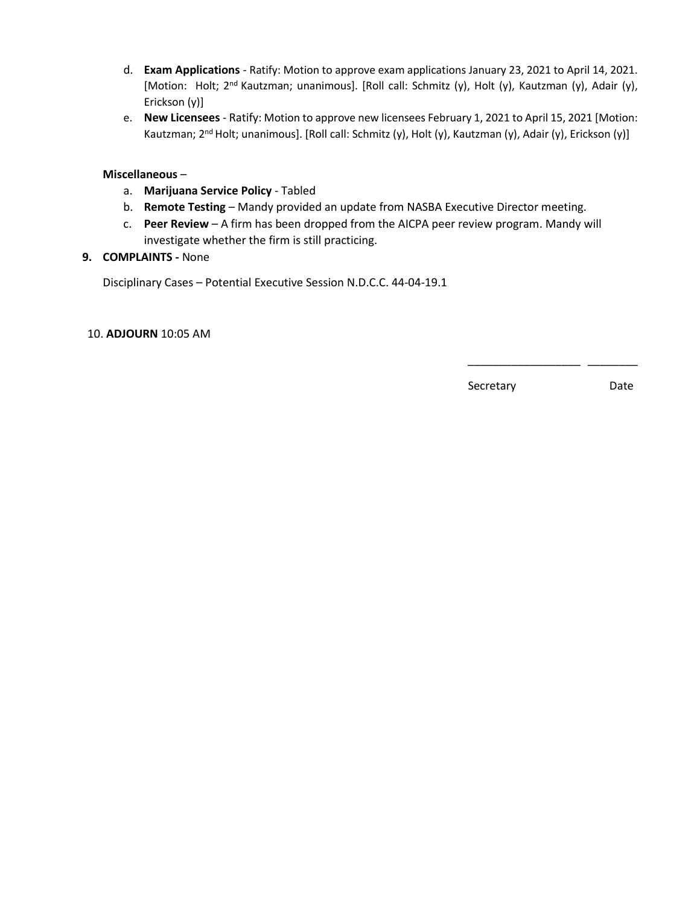d. **Exam Applications** - Ratify: Motion to approve exam applications January 23, 2021 to April 14, 2021. [Motion: Holt; 2nd Kautzman; unanimous]. [Roll call: Schmitz (y), Holt (y), Kautzman (y), Adair (y), Erickson (y)]

e. **New Licensees** - Ratify: Motion to approve new licensees February 1, 2021 to April 15, 2021 [Motion: Kautzman; 2nd Holt; unanimous]. [Roll call: Schmitz (y), Holt (y), Kautzman (y), Adair (y), Erickson (y)]

**Miscellaneous** –

a. **Marijuana Service Policy** - Tabled
b. **Remote Testing** – Mandy provided an update from NASBA Executive Director meeting.
c. **Peer Review** – A firm has been dropped from the AICPA peer review program. Mandy will investigate whether the firm is still practicing.

**9. COMPLAINTS -** None

Disciplinary Cases – Potential Executive Session N.D.C.C. 44-04-19.1

10. **ADJOURN** 10:05 AM

\_\_\_\_\_\_\_\_\_\_\_\_\_\_\_\_\_\_ \_\_\_\_\_\_\_\_

Secretary Date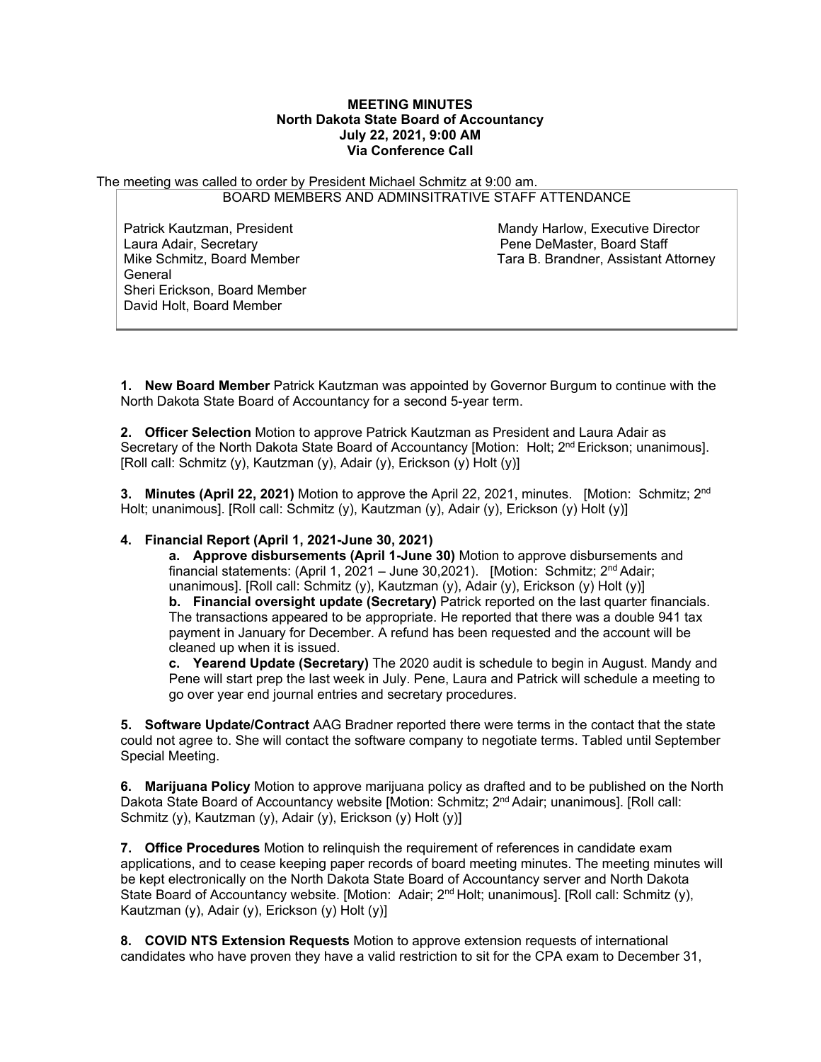**MEETING MINUTES**
**North Dakota State Board of Accountancy**
**July 22, 2021, 9:00 AM**
**Via Conference Call**

The meeting was called to order by President Michael Schmitz at 9:00 am.

BOARD MEMBERS AND ADMINSITRATIVE STAFF ATTENDANCE

| | |
|---|---|
| Patrick Kautzman, President | Mandy Harlow, Executive Director |
| Laura Adair, Secretary | Pene DeMaster, Board Staff |
| Mike Schmitz, Board Member | Tara B. Brandner, Assistant Attorney General |
| Sheri Erickson, Board Member | |
| David Holt, Board Member | |

**1. New Board Member** Patrick Kautzman was appointed by Governor Burgum to continue with the North Dakota State Board of Accountancy for a second 5-year term.

**2. Officer Selection** Motion to approve Patrick Kautzman as President and Laura Adair as Secretary of the North Dakota State Board of Accountancy [Motion: Holt; 2nd Erickson; unanimous]. [Roll call: Schmitz (y), Kautzman (y), Adair (y), Erickson (y) Holt (y)]

**3. Minutes (April 22, 2021)** Motion to approve the April 22, 2021, minutes. [Motion: Schmitz; 2nd Holt; unanimous]. [Roll call: Schmitz (y), Kautzman (y), Adair (y), Erickson (y) Holt (y)]

**4. Financial Report (April 1, 2021-June 30, 2021)**

**a. Approve disbursements (April 1-June 30)** Motion to approve disbursements and financial statements: (April 1, 2021 – June 30,2021). [Motion: Schmitz; 2nd Adair; unanimous]. [Roll call: Schmitz (y), Kautzman (y), Adair (y), Erickson (y) Holt (y)]

**b. Financial oversight update (Secretary)** Patrick reported on the last quarter financials. The transactions appeared to be appropriate. He reported that there was a double 941 tax payment in January for December. A refund has been requested and the account will be cleaned up when it is issued.

**c. Yearend Update (Secretary)** The 2020 audit is schedule to begin in August. Mandy and Pene will start prep the last week in July. Pene, Laura and Patrick will schedule a meeting to go over year end journal entries and secretary procedures.

**5. Software Update/Contract** AAG Bradner reported there were terms in the contact that the state could not agree to. She will contact the software company to negotiate terms. Tabled until September Special Meeting.

**6. Marijuana Policy** Motion to approve marijuana policy as drafted and to be published on the North Dakota State Board of Accountancy website [Motion: Schmitz; 2nd Adair; unanimous]. [Roll call: Schmitz (y), Kautzman (y), Adair (y), Erickson (y) Holt (y)]

**7. Office Procedures** Motion to relinquish the requirement of references in candidate exam applications, and to cease keeping paper records of board meeting minutes. The meeting minutes will be kept electronically on the North Dakota State Board of Accountancy server and North Dakota State Board of Accountancy website. [Motion: Adair; 2nd Holt; unanimous]. [Roll call: Schmitz (y), Kautzman (y), Adair (y), Erickson (y) Holt (y)]

**8. COVID NTS Extension Requests** Motion to approve extension requests of international candidates who have proven they have a valid restriction to sit for the CPA exam to December 31,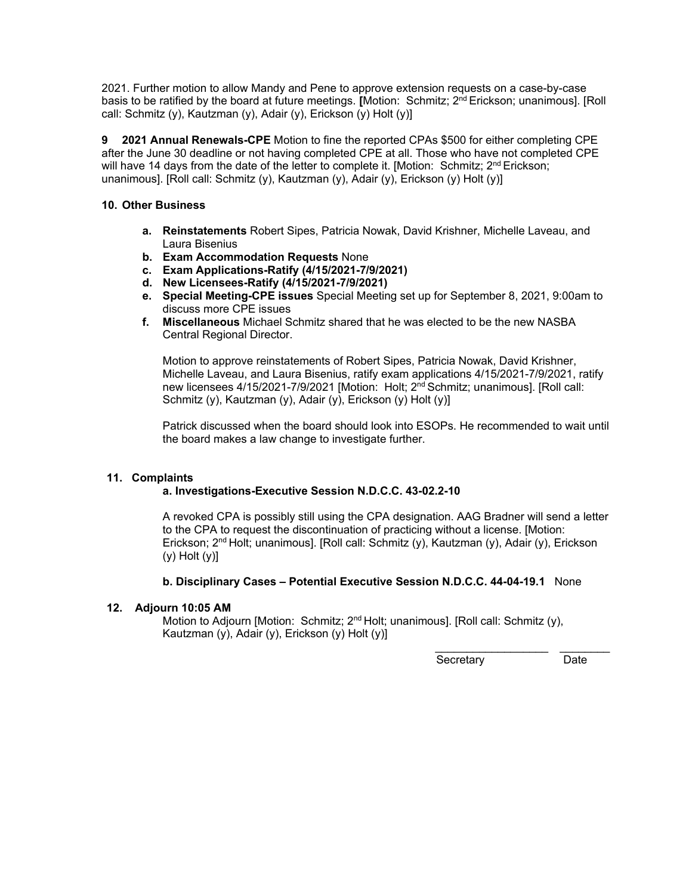2021. Further motion to allow Mandy and Pene to approve extension requests on a case-by-case basis to be ratified by the board at future meetings. **[**Motion: Schmitz; 2nd Erickson; unanimous]. [Roll call: Schmitz (y), Kautzman (y), Adair (y), Erickson (y) Holt (y)]

**9 2021 Annual Renewals-CPE** Motion to fine the reported CPAs $500 for either completing CPE after the June 30 deadline or not having completed CPE at all. Those who have not completed CPE will have 14 days from the date of the letter to complete it. [Motion: Schmitz; 2nd Erickson; unanimous]. [Roll call: Schmitz (y), Kautzman (y), Adair (y), Erickson (y) Holt (y)]

**10. Other Business**

- **a. Reinstatements** Robert Sipes, Patricia Nowak, David Krishner, Michelle Laveau, and Laura Bisenius
- **b. Exam Accommodation Requests** None
- **c. Exam Applications-Ratify (4/15/2021-7/9/2021)**
- **d. New Licensees-Ratify (4/15/2021-7/9/2021)**
- **e. Special Meeting-CPE issues** Special Meeting set up for September 8, 2021, 9:00am to discuss more CPE issues
- **f. Miscellaneous** Michael Schmitz shared that he was elected to be the new NASBA Central Regional Director.

  Motion to approve reinstatements of Robert Sipes, Patricia Nowak, David Krishner, Michelle Laveau, and Laura Bisenius, ratify exam applications 4/15/2021-7/9/2021, ratify new licensees 4/15/2021-7/9/2021 [Motion: Holt; 2nd Schmitz; unanimous]. [Roll call: Schmitz (y), Kautzman (y), Adair (y), Erickson (y) Holt (y)]

  Patrick discussed when the board should look into ESOPs. He recommended to wait until the board makes a law change to investigate further.

**11. Complaints**

**a. Investigations-Executive Session N.D.C.C. 43-02.2-10**

A revoked CPA is possibly still using the CPA designation. AAG Bradner will send a letter to the CPA to request the discontinuation of practicing without a license. [Motion: Erickson; 2nd Holt; unanimous]. [Roll call: Schmitz (y), Kautzman (y), Adair (y), Erickson (y) Holt (y)]

**b. Disciplinary Cases – Potential Executive Session N.D.C.C. 44-04-19.1** None

**12. Adjourn 10:05 AM**

Motion to Adjourn [Motion: Schmitz; 2nd Holt; unanimous]. [Roll call: Schmitz (y), Kautzman (y), Adair (y), Erickson (y) Holt (y)]

\_\_\_\_\_\_\_\_\_\_\_\_\_\_\_\_\_\_ \_\_\_\_\_\_\_\_

Secretary Date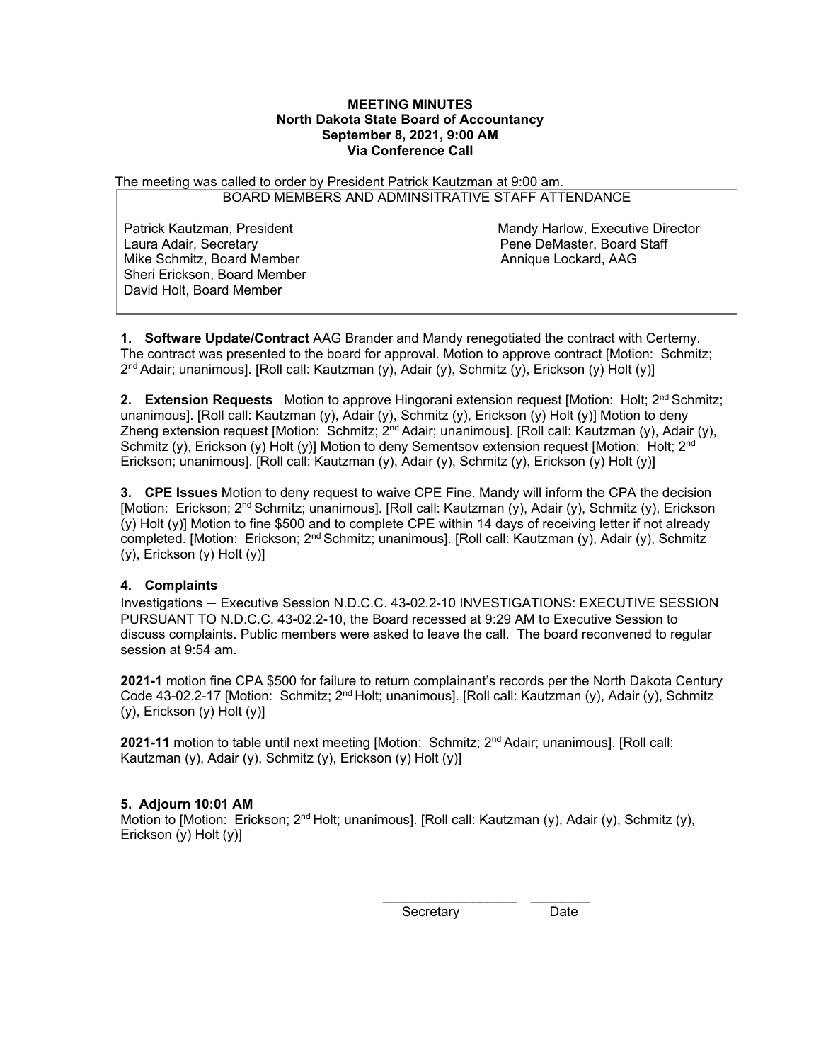**MEETING MINUTES**
**North Dakota State Board of Accountancy**
**September 8, 2021, 9:00 AM**
**Via Conference Call**

The meeting was called to order by President Patrick Kautzman at 9:00 am.

BOARD MEMBERS AND ADMINSITRATIVE STAFF ATTENDANCE

| | |
|---|---|
| Patrick Kautzman, President | Mandy Harlow, Executive Director |
| Laura Adair, Secretary | Pene DeMaster, Board Staff |
| Mike Schmitz, Board Member | Annique Lockard, AAG |
| Sheri Erickson, Board Member | |
| David Holt, Board Member | |

**1. Software Update/Contract** AAG Brander and Mandy renegotiated the contract with Certemy. The contract was presented to the board for approval. Motion to approve contract [Motion: Schmitz; 2nd Adair; unanimous]. [Roll call: Kautzman (y), Adair (y), Schmitz (y), Erickson (y) Holt (y)]

**2. Extension Requests** Motion to approve Hingorani extension request [Motion: Holt; 2nd Schmitz; unanimous]. [Roll call: Kautzman (y), Adair (y), Schmitz (y), Erickson (y) Holt (y)] Motion to deny Zheng extension request [Motion: Schmitz; 2nd Adair; unanimous]. [Roll call: Kautzman (y), Adair (y), Schmitz (y), Erickson (y) Holt (y)] Motion to deny Sementsov extension request [Motion: Holt; 2nd Erickson; unanimous]. [Roll call: Kautzman (y), Adair (y), Schmitz (y), Erickson (y) Holt (y)]

**3. CPE Issues** Motion to deny request to waive CPE Fine. Mandy will inform the CPA the decision [Motion: Erickson; 2nd Schmitz; unanimous]. [Roll call: Kautzman (y), Adair (y), Schmitz (y), Erickson (y) Holt (y)] Motion to fine $500 and to complete CPE within 14 days of receiving letter if not already completed. [Motion: Erickson; 2nd Schmitz; unanimous]. [Roll call: Kautzman (y), Adair (y), Schmitz (y), Erickson (y) Holt (y)]

**4. Complaints**

Investigations – Executive Session N.D.C.C. 43-02.2-10 INVESTIGATIONS: EXECUTIVE SESSION PURSUANT TO N.D.C.C. 43-02.2-10, the Board recessed at 9:29 AM to Executive Session to discuss complaints. Public members were asked to leave the call. The board reconvened to regular session at 9:54 am.

**2021-1** motion fine CPA $500 for failure to return complainant's records per the North Dakota Century Code 43-02.2-17 [Motion: Schmitz; 2nd Holt; unanimous]. [Roll call: Kautzman (y), Adair (y), Schmitz (y), Erickson (y) Holt (y)]

**2021-11** motion to table until next meeting [Motion: Schmitz; 2nd Adair; unanimous]. [Roll call: Kautzman (y), Adair (y), Schmitz (y), Erickson (y) Holt (y)]

**5. Adjourn 10:01 AM**

Motion to [Motion: Erickson; 2nd Holt; unanimous]. [Roll call: Kautzman (y), Adair (y), Schmitz (y), Erickson (y) Holt (y)]

\_\_\_\_\_\_\_\_\_\_\_\_\_\_\_\_\_\_ \_\_\_\_\_\_\_\_

Secretary Date